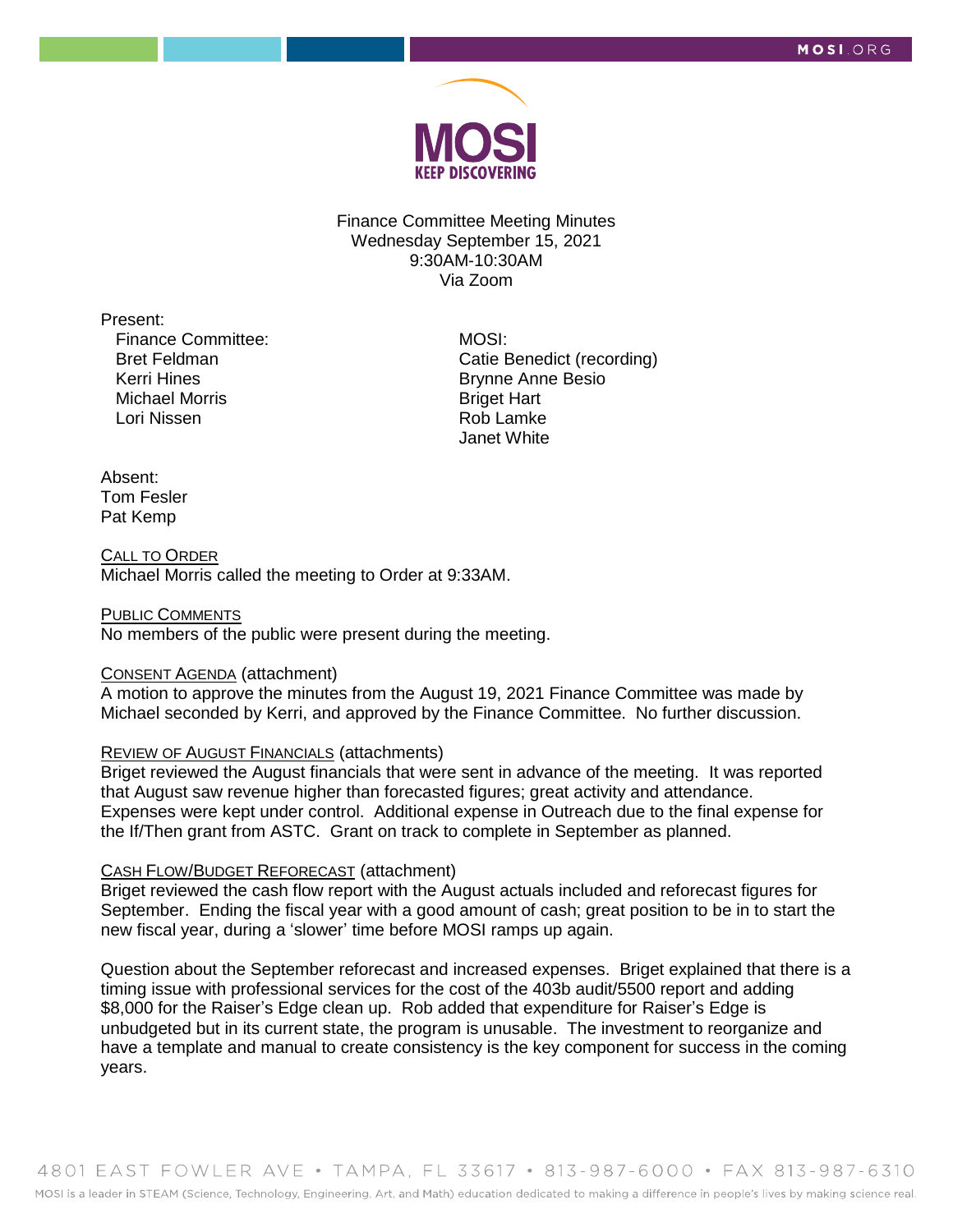# Finance Committee Meeting Minutes

Wednesday September 15, 2021
9:30AM-10:30AM
Via Zoom

Present:

Finance Committee:
- Bret Feldman
- Kerri Hines
- Michael Morris
- Lori Nissen

MOSI:
- Catie Benedict (recording)
- Brynne Anne Besio
- Briget Hart
- Rob Lamke
- Janet White

Absent:
- Tom Fesler
- Pat Kemp

CALL TO ORDER

Michael Morris called the meeting to Order at 9:33AM.

PUBLIC COMMENTS

No members of the public were present during the meeting.

CONSENT AGENDA (attachment)

A motion to approve the minutes from the August 19, 2021 Finance Committee was made by Michael seconded by Kerri, and approved by the Finance Committee. No further discussion.

REVIEW OF AUGUST FINANCIALS (attachments)

Briget reviewed the August financials that were sent in advance of the meeting. It was reported that August saw revenue higher than forecasted figures; great activity and attendance. Expenses were kept under control. Additional expense in Outreach due to the final expense for the If/Then grant from ASTC. Grant on track to complete in September as planned.

CASH FLOW/BUDGET REFORECAST (attachment)

Briget reviewed the cash flow report with the August actuals included and reforecast figures for September. Ending the fiscal year with a good amount of cash; great position to be in to start the new fiscal year, during a 'slower' time before MOSI ramps up again.

Question about the September reforecast and increased expenses. Briget explained that there is a timing issue with professional services for the cost of the 403b audit/5500 report and adding $8,000 for the Raiser's Edge clean up. Rob added that expenditure for Raiser's Edge is unbudgeted but in its current state, the program is unusable. The investment to reorganize and have a template and manual to create consistency is the key component for success in the coming years.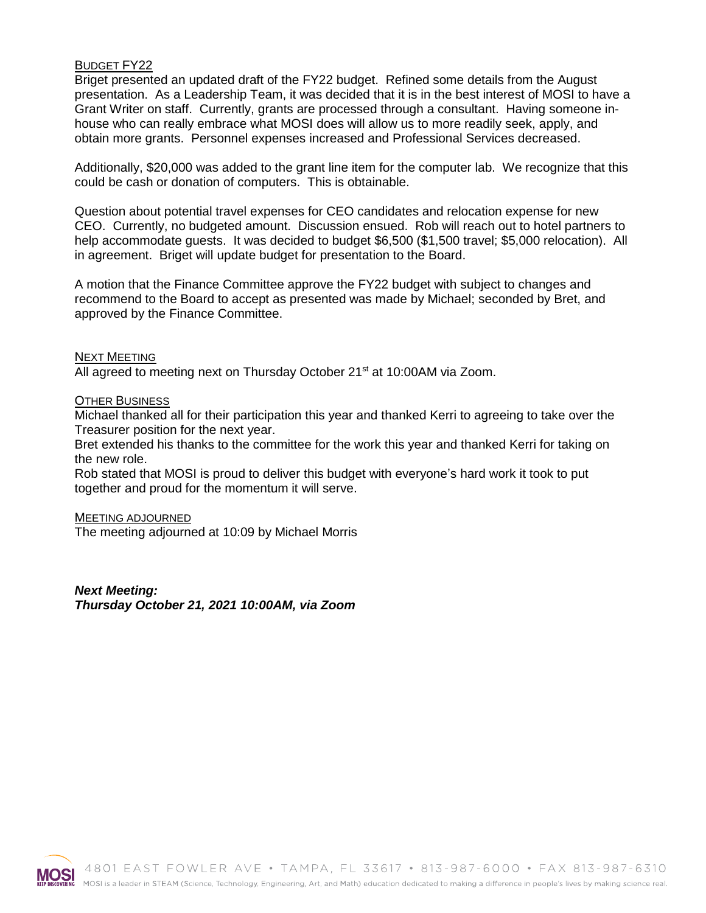BUDGET FY22

Briget presented an updated draft of the FY22 budget. Refined some details from the August presentation. As a Leadership Team, it was decided that it is in the best interest of MOSI to have a Grant Writer on staff. Currently, grants are processed through a consultant. Having someone in-house who can really embrace what MOSI does will allow us to more readily seek, apply, and obtain more grants. Personnel expenses increased and Professional Services decreased.

Additionally, $20,000 was added to the grant line item for the computer lab. We recognize that this could be cash or donation of computers. This is obtainable.

Question about potential travel expenses for CEO candidates and relocation expense for new CEO. Currently, no budgeted amount. Discussion ensued. Rob will reach out to hotel partners to help accommodate guests. It was decided to budget $6,500 ($1,500 travel; $5,000 relocation). All in agreement. Briget will update budget for presentation to the Board.

A motion that the Finance Committee approve the FY22 budget with subject to changes and recommend to the Board to accept as presented was made by Michael; seconded by Bret, and approved by the Finance Committee.

NEXT MEETING

All agreed to meeting next on Thursday October 21st at 10:00AM via Zoom.

OTHER BUSINESS

Michael thanked all for their participation this year and thanked Kerri to agreeing to take over the Treasurer position for the next year.

Bret extended his thanks to the committee for the work this year and thanked Kerri for taking on the new role.

Rob stated that MOSI is proud to deliver this budget with everyone's hard work it took to put together and proud for the momentum it will serve.

MEETING ADJOURNED

The meeting adjourned at 10:09 by Michael Morris

***Next Meeting:***
***Thursday October 21, 2021 10:00AM, via Zoom***